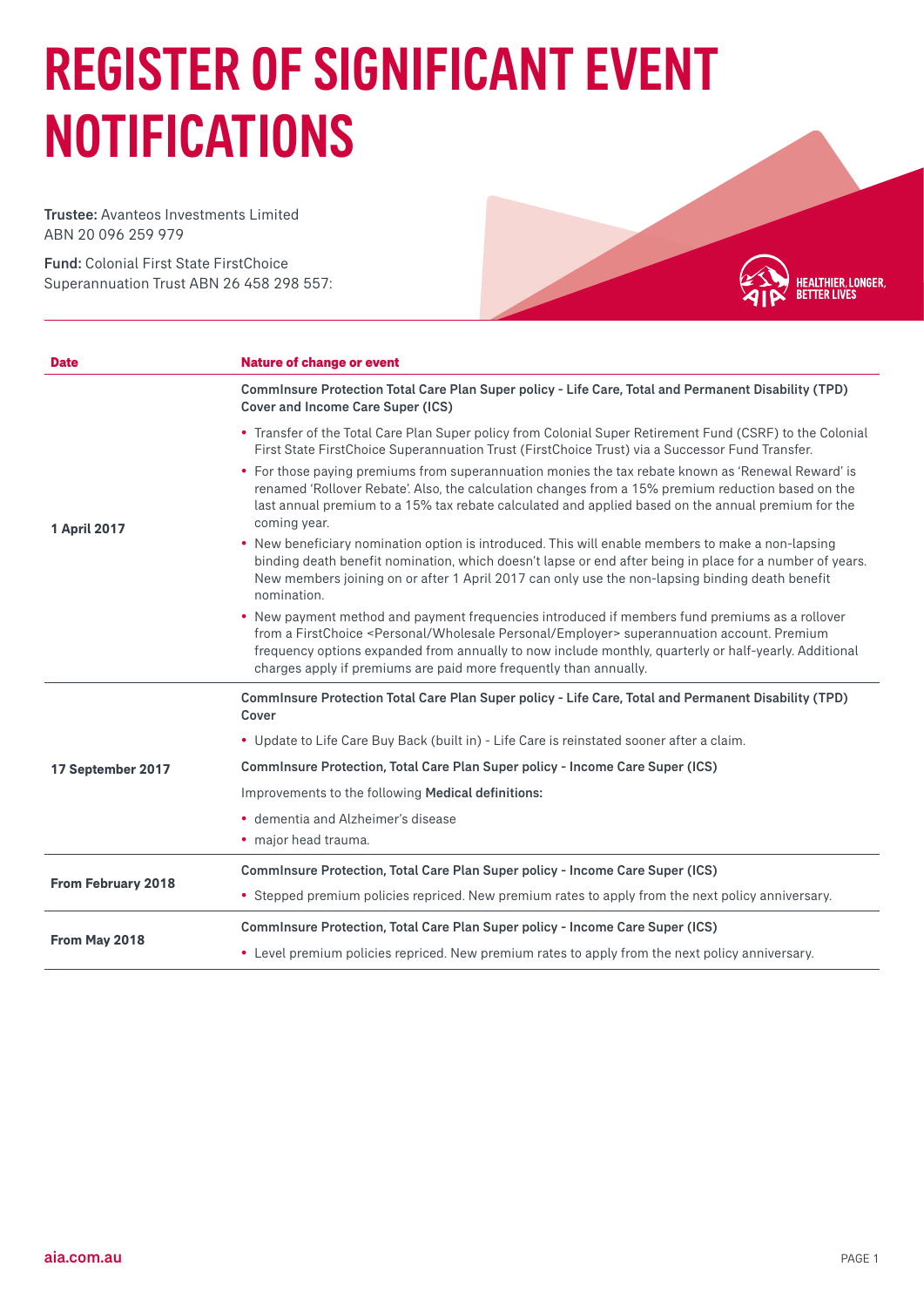# REGISTER OF SIGNIFICANT EVENT NOTIFICATIONS

**Trustee:** Avanteos Investments Limited ABN 20 096 259 979

**Fund:** Colonial First State FirstChoice Superannuation Trust ABN 26 458 298 557:

HEALTHIER, LONGER, BETTER LIVES

| Date | Nature of change or event |
|---|---|
| 1 April 2017 | **CommInsure Protection Total Care Plan Super policy - Life Care, Total and Permanent Disability (TPD) Cover and Income Care Super (ICS)**<br>• Transfer of the Total Care Plan Super policy from Colonial Super Retirement Fund (CSRF) to the Colonial First State FirstChoice Superannuation Trust (FirstChoice Trust) via a Successor Fund Transfer.<br>• For those paying premiums from superannuation monies the tax rebate known as 'Renewal Reward' is renamed 'Rollover Rebate'. Also, the calculation changes from a 15% premium reduction based on the last annual premium to a 15% tax rebate calculated and applied based on the annual premium for the coming year.<br>• New beneficiary nomination option is introduced. This will enable members to make a non-lapsing binding death benefit nomination, which doesn't lapse or end after being in place for a number of years. New members joining on or after 1 April 2017 can only use the non-lapsing binding death benefit nomination.<br>• New payment method and payment frequencies introduced if members fund premiums as a rollover from a FirstChoice <Personal/Wholesale Personal/Employer> superannuation account. Premium frequency options expanded from annually to now include monthly, quarterly or half-yearly. Additional charges apply if premiums are paid more frequently than annually. |
| 17 September 2017 | **CommInsure Protection Total Care Plan Super policy - Life Care, Total and Permanent Disability (TPD) Cover**<br>• Update to Life Care Buy Back (built in) - Life Care is reinstated sooner after a claim.<br>**CommInsure Protection, Total Care Plan Super policy - Income Care Super (ICS)**<br>Improvements to the following **Medical definitions:**<br>• dementia and Alzheimer's disease<br>• major head trauma. |
| From February 2018 | **CommInsure Protection, Total Care Plan Super policy - Income Care Super (ICS)**<br>• Stepped premium policies repriced. New premium rates to apply from the next policy anniversary. |
| From May 2018 | **CommInsure Protection, Total Care Plan Super policy - Income Care Super (ICS)**<br>• Level premium policies repriced. New premium rates to apply from the next policy anniversary. |

aia.com.au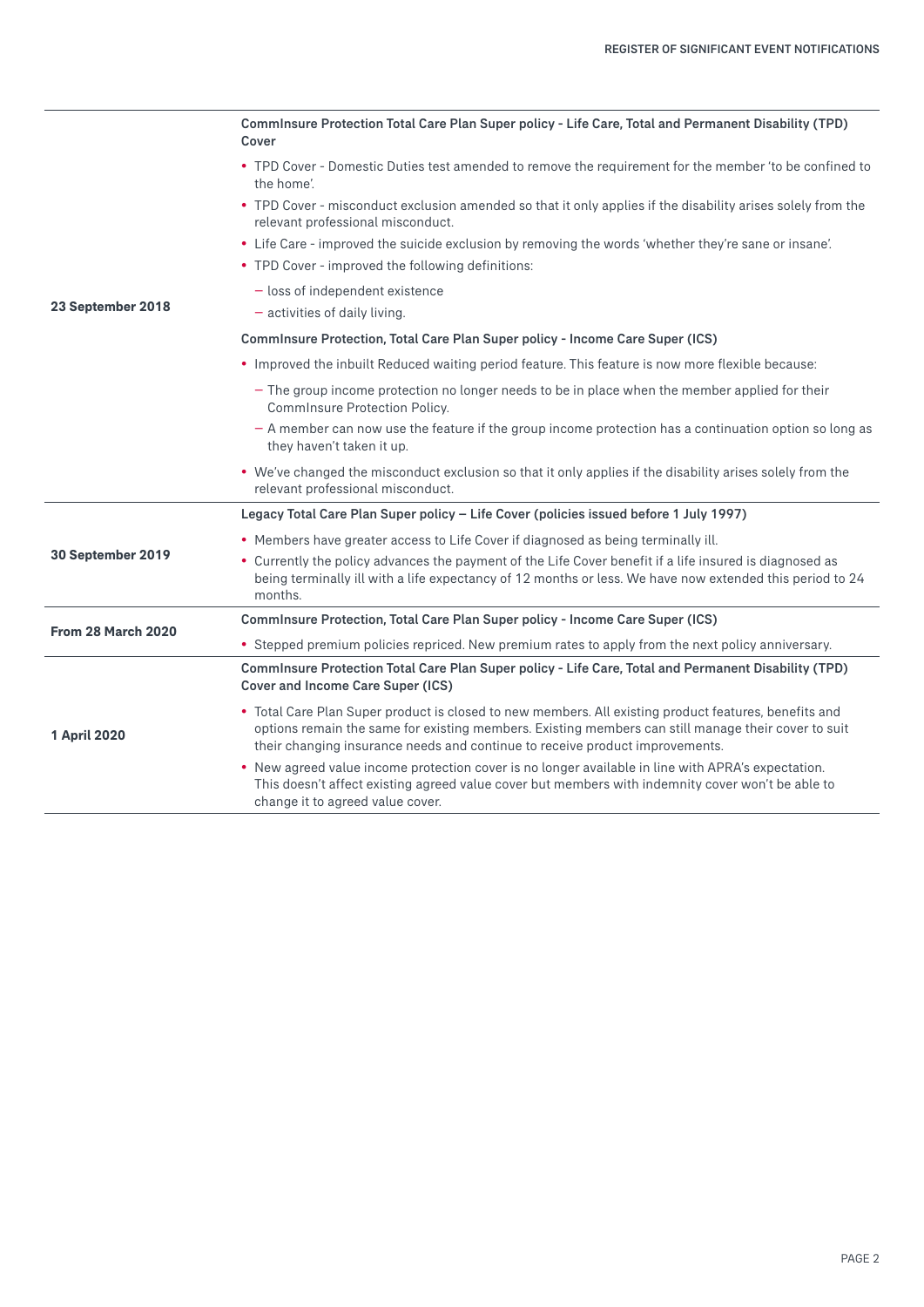| | |
|---|---|
| **23 September 2018** | **CommInsure Protection Total Care Plan Super policy - Life Care, Total and Permanent Disability (TPD) Cover**<br>• TPD Cover - Domestic Duties test amended to remove the requirement for the member 'to be confined to the home'.<br>• TPD Cover - misconduct exclusion amended so that it only applies if the disability arises solely from the relevant professional misconduct.<br>• Life Care - improved the suicide exclusion by removing the words 'whether they're sane or insane'.<br>• TPD Cover - improved the following definitions:<br>– loss of independent existence<br>– activities of daily living.<br>**CommInsure Protection, Total Care Plan Super policy - Income Care Super (ICS)**<br>• Improved the inbuilt Reduced waiting period feature. This feature is now more flexible because:<br>– The group income protection no longer needs to be in place when the member applied for their CommInsure Protection Policy.<br>– A member can now use the feature if the group income protection has a continuation option so long as they haven't taken it up.<br>• We've changed the misconduct exclusion so that it only applies if the disability arises solely from the relevant professional misconduct. |
| **30 September 2019** | **Legacy Total Care Plan Super policy – Life Cover (policies issued before 1 July 1997)**<br>• Members have greater access to Life Cover if diagnosed as being terminally ill.<br>• Currently the policy advances the payment of the Life Cover benefit if a life insured is diagnosed as being terminally ill with a life expectancy of 12 months or less. We have now extended this period to 24 months. |
| **From 28 March 2020** | **CommInsure Protection, Total Care Plan Super policy - Income Care Super (ICS)**<br>• Stepped premium policies repriced. New premium rates to apply from the next policy anniversary. |
| **1 April 2020** | **CommInsure Protection Total Care Plan Super policy - Life Care, Total and Permanent Disability (TPD) Cover and Income Care Super (ICS)**<br>• Total Care Plan Super product is closed to new members. All existing product features, benefits and options remain the same for existing members. Existing members can still manage their cover to suit their changing insurance needs and continue to receive product improvements.<br>• New agreed value income protection cover is no longer available in line with APRA's expectation. This doesn't affect existing agreed value cover but members with indemnity cover won't be able to change it to agreed value cover. |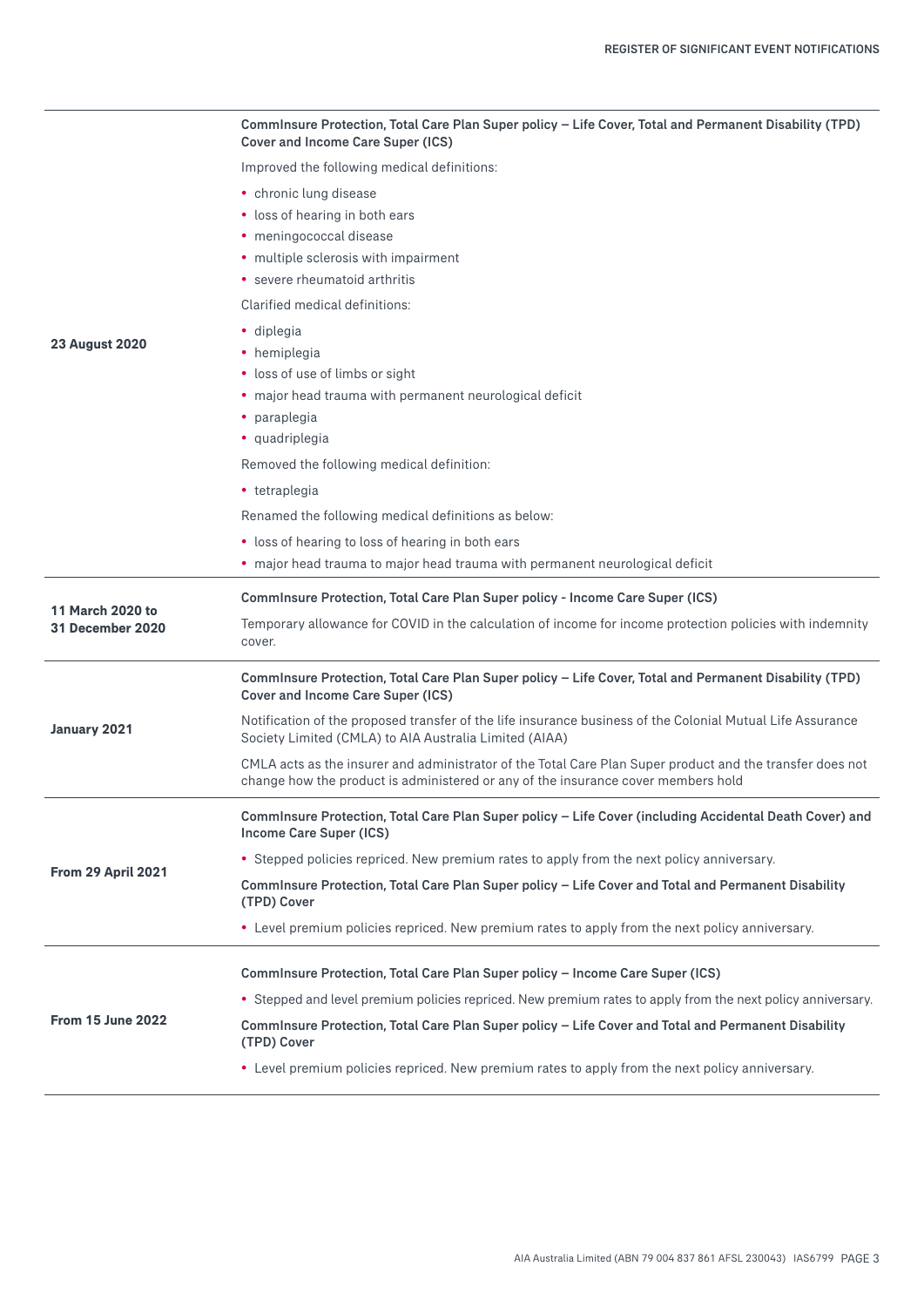| | |
|---|---|
| **23 August 2020** | **CommInsure Protection, Total Care Plan Super policy – Life Cover, Total and Permanent Disability (TPD) Cover and Income Care Super (ICS)**<br><br>Improved the following medical definitions:<br>• chronic lung disease<br>• loss of hearing in both ears<br>• meningococcal disease<br>• multiple sclerosis with impairment<br>• severe rheumatoid arthritis<br><br>Clarified medical definitions:<br>• diplegia<br>• hemiplegia<br>• loss of use of limbs or sight<br>• major head trauma with permanent neurological deficit<br>• paraplegia<br>• quadriplegia<br><br>Removed the following medical definition:<br>• tetraplegia<br><br>Renamed the following medical definitions as below:<br>• loss of hearing to loss of hearing in both ears<br>• major head trauma to major head trauma with permanent neurological deficit |
| **11 March 2020 to 31 December 2020** | **CommInsure Protection, Total Care Plan Super policy - Income Care Super (ICS)**<br><br>Temporary allowance for COVID in the calculation of income for income protection policies with indemnity cover. |
| **January 2021** | **CommInsure Protection, Total Care Plan Super policy – Life Cover, Total and Permanent Disability (TPD) Cover and Income Care Super (ICS)**<br><br>Notification of the proposed transfer of the life insurance business of the Colonial Mutual Life Assurance Society Limited (CMLA) to AIA Australia Limited (AIAA)<br><br>CMLA acts as the insurer and administrator of the Total Care Plan Super product and the transfer does not change how the product is administered or any of the insurance cover members hold |
| **From 29 April 2021** | **CommInsure Protection, Total Care Plan Super policy – Life Cover (including Accidental Death Cover) and Income Care Super (ICS)**<br><br>• Stepped policies repriced. New premium rates to apply from the next policy anniversary.<br><br>**CommInsure Protection, Total Care Plan Super policy – Life Cover and Total and Permanent Disability (TPD) Cover**<br><br>• Level premium policies repriced. New premium rates to apply from the next policy anniversary. |
| **From 15 June 2022** | **CommInsure Protection, Total Care Plan Super policy – Income Care Super (ICS)**<br><br>• Stepped and level premium policies repriced. New premium rates to apply from the next policy anniversary.<br><br>**CommInsure Protection, Total Care Plan Super policy – Life Cover and Total and Permanent Disability (TPD) Cover**<br><br>• Level premium policies repriced. New premium rates to apply from the next policy anniversary. |